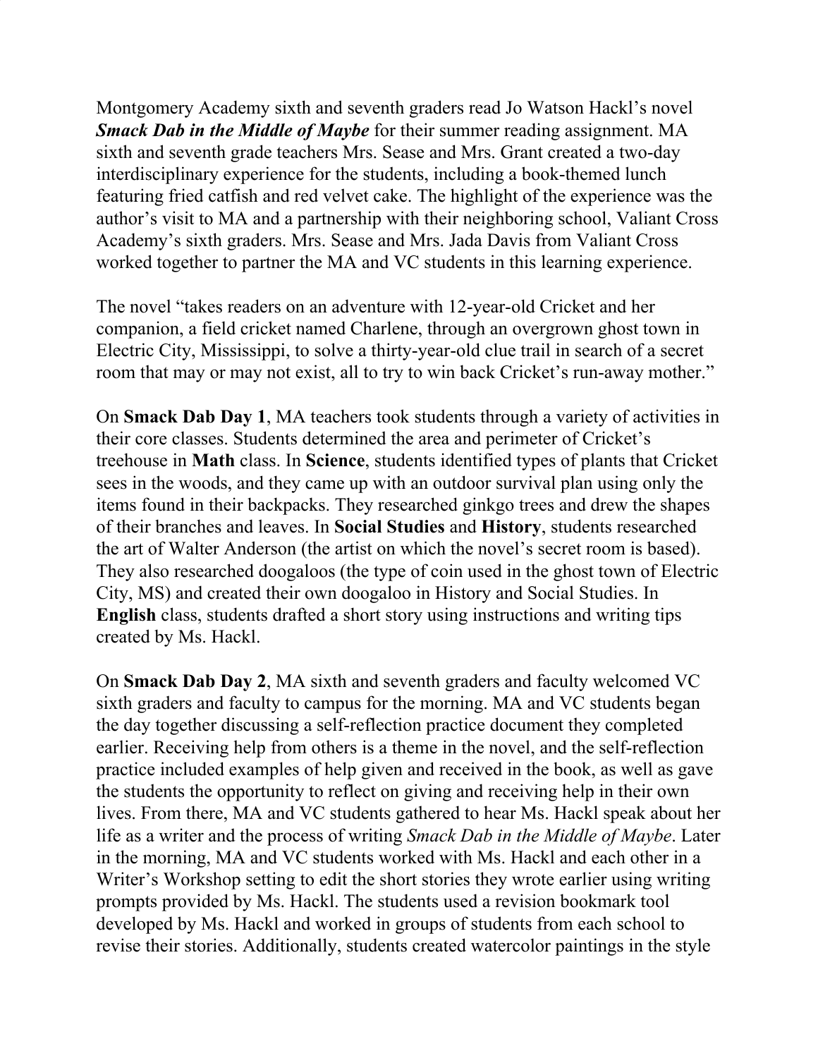Montgomery Academy sixth and seventh graders read Jo Watson Hackl's novel ***Smack Dab in the Middle of Maybe*** for their summer reading assignment. MA sixth and seventh grade teachers Mrs. Sease and Mrs. Grant created a two-day interdisciplinary experience for the students, including a book-themed lunch featuring fried catfish and red velvet cake. The highlight of the experience was the author's visit to MA and a partnership with their neighboring school, Valiant Cross Academy's sixth graders. Mrs. Sease and Mrs. Jada Davis from Valiant Cross worked together to partner the MA and VC students in this learning experience.

The novel "takes readers on an adventure with 12-year-old Cricket and her companion, a field cricket named Charlene, through an overgrown ghost town in Electric City, Mississippi, to solve a thirty-year-old clue trail in search of a secret room that may or may not exist, all to try to win back Cricket's run-away mother."

On **Smack Dab Day 1**, MA teachers took students through a variety of activities in their core classes. Students determined the area and perimeter of Cricket's treehouse in **Math** class. In **Science**, students identified types of plants that Cricket sees in the woods, and they came up with an outdoor survival plan using only the items found in their backpacks. They researched ginkgo trees and drew the shapes of their branches and leaves. In **Social Studies** and **History**, students researched the art of Walter Anderson (the artist on which the novel's secret room is based). They also researched doogaloos (the type of coin used in the ghost town of Electric City, MS) and created their own doogaloo in History and Social Studies. In **English** class, students drafted a short story using instructions and writing tips created by Ms. Hackl.

On **Smack Dab Day 2**, MA sixth and seventh graders and faculty welcomed VC sixth graders and faculty to campus for the morning. MA and VC students began the day together discussing a self-reflection practice document they completed earlier. Receiving help from others is a theme in the novel, and the self-reflection practice included examples of help given and received in the book, as well as gave the students the opportunity to reflect on giving and receiving help in their own lives. From there, MA and VC students gathered to hear Ms. Hackl speak about her life as a writer and the process of writing *Smack Dab in the Middle of Maybe*. Later in the morning, MA and VC students worked with Ms. Hackl and each other in a Writer's Workshop setting to edit the short stories they wrote earlier using writing prompts provided by Ms. Hackl. The students used a revision bookmark tool developed by Ms. Hackl and worked in groups of students from each school to revise their stories. Additionally, students created watercolor paintings in the style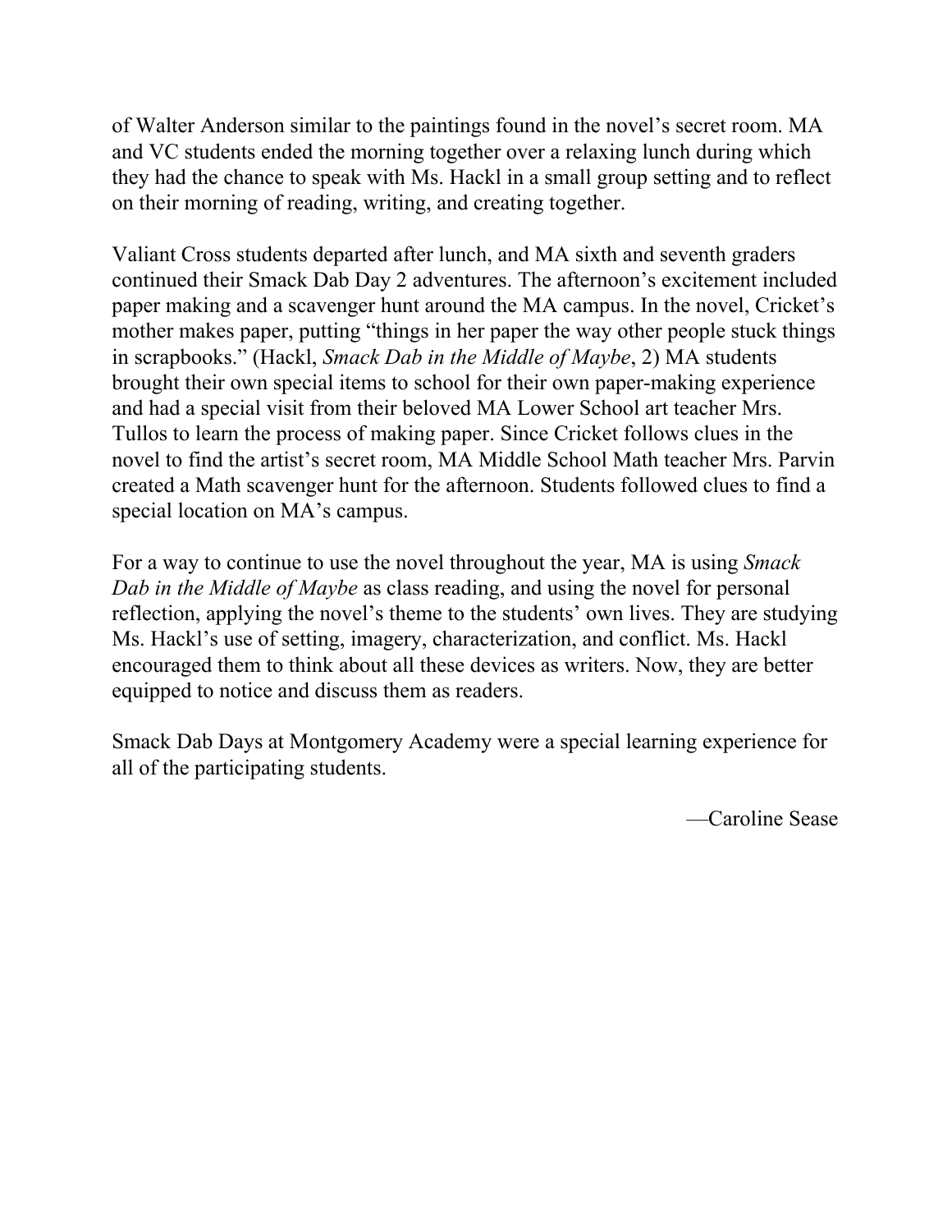of Walter Anderson similar to the paintings found in the novel's secret room. MA and VC students ended the morning together over a relaxing lunch during which they had the chance to speak with Ms. Hackl in a small group setting and to reflect on their morning of reading, writing, and creating together.

Valiant Cross students departed after lunch, and MA sixth and seventh graders continued their Smack Dab Day 2 adventures. The afternoon's excitement included paper making and a scavenger hunt around the MA campus. In the novel, Cricket's mother makes paper, putting "things in her paper the way other people stuck things in scrapbooks." (Hackl, *Smack Dab in the Middle of Maybe*, 2) MA students brought their own special items to school for their own paper-making experience and had a special visit from their beloved MA Lower School art teacher Mrs. Tullos to learn the process of making paper. Since Cricket follows clues in the novel to find the artist's secret room, MA Middle School Math teacher Mrs. Parvin created a Math scavenger hunt for the afternoon. Students followed clues to find a special location on MA's campus.

For a way to continue to use the novel throughout the year, MA is using *Smack Dab in the Middle of Maybe* as class reading, and using the novel for personal reflection, applying the novel's theme to the students' own lives. They are studying Ms. Hackl's use of setting, imagery, characterization, and conflict. Ms. Hackl encouraged them to think about all these devices as writers. Now, they are better equipped to notice and discuss them as readers.

Smack Dab Days at Montgomery Academy were a special learning experience for all of the participating students.

—Caroline Sease